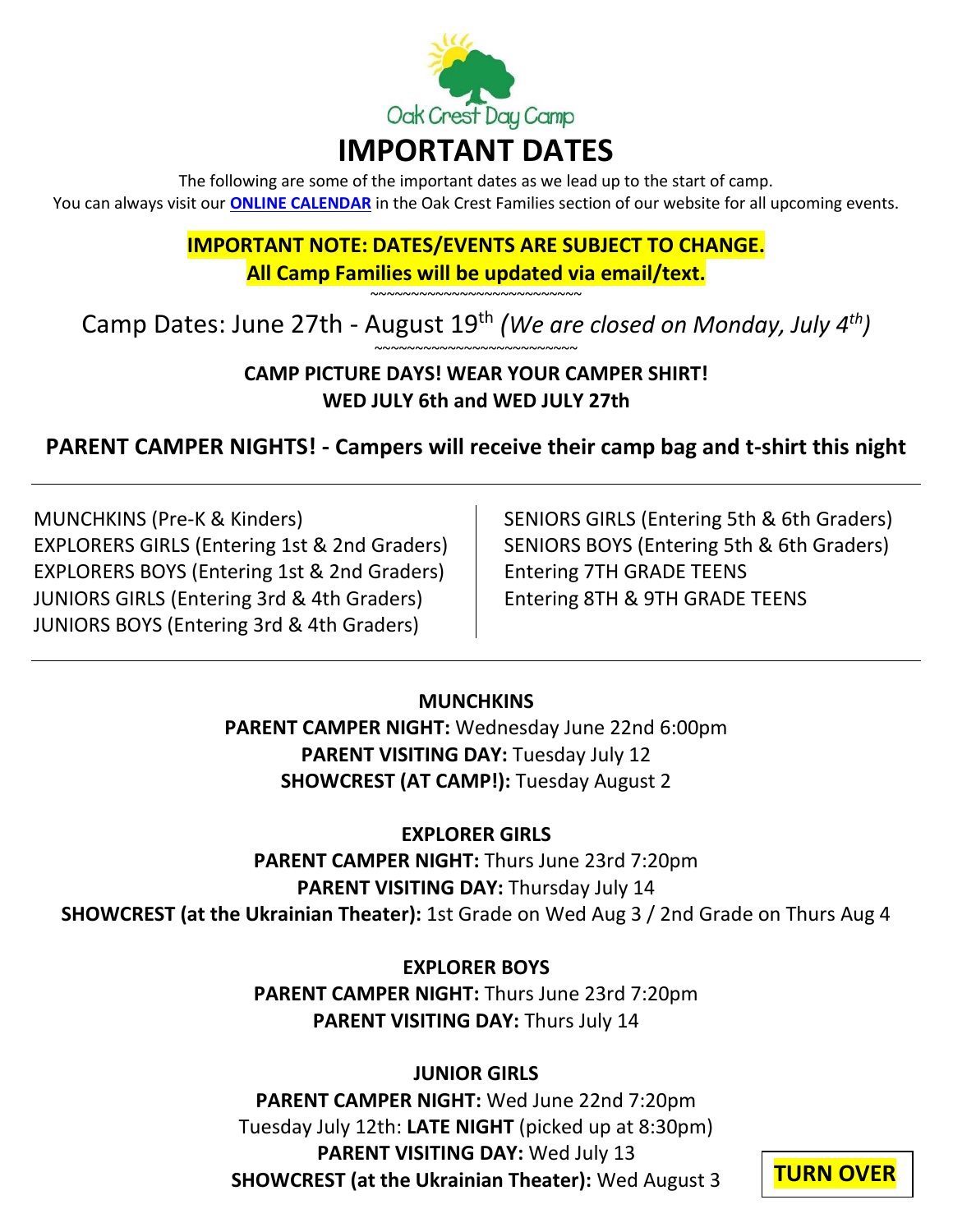Oak Crest Day Camp

# IMPORTANT DATES

The following are some of the important dates as we lead up to the start of camp.
You can always visit our **ONLINE CALENDAR** in the Oak Crest Families section of our website for all upcoming events.

**IMPORTANT NOTE: DATES/EVENTS ARE SUBJECT TO CHANGE.**
**All Camp Families will be updated via email/text.**

~~~~~~~~~~~~~~~~~~~~~~~~~~~~~

Camp Dates: June 27th - August 19th *(We are closed on Monday, July 4th)*

~~~~~~~~~~~~~~~~~~~~~~~~~~~~~

**CAMP PICTURE DAYS! WEAR YOUR CAMPER SHIRT!**
**WED JULY 6th and WED JULY 27th**

**PARENT CAMPER NIGHTS! - Campers will receive their camp bag and t-shirt this night**

---

MUNCHKINS (Pre-K & Kinders)
EXPLORERS GIRLS (Entering 1st & 2nd Graders)
EXPLORERS BOYS (Entering 1st & 2nd Graders)
JUNIORS GIRLS (Entering 3rd & 4th Graders)
JUNIORS BOYS (Entering 3rd & 4th Graders)
SENIORS GIRLS (Entering 5th & 6th Graders)
SENIORS BOYS (Entering 5th & 6th Graders)
Entering 7TH GRADE TEENS
Entering 8TH & 9TH GRADE TEENS

---

**MUNCHKINS**
**PARENT CAMPER NIGHT:** Wednesday June 22nd 6:00pm
**PARENT VISITING DAY:** Tuesday July 12
**SHOWCREST (AT CAMP!):** Tuesday August 2

**EXPLORER GIRLS**
**PARENT CAMPER NIGHT:** Thurs June 23rd 7:20pm
**PARENT VISITING DAY:** Thursday July 14
**SHOWCREST (at the Ukrainian Theater):** 1st Grade on Wed Aug 3 / 2nd Grade on Thurs Aug 4

**EXPLORER BOYS**
**PARENT CAMPER NIGHT:** Thurs June 23rd 7:20pm
**PARENT VISITING DAY:** Thurs July 14

**JUNIOR GIRLS**
**PARENT CAMPER NIGHT:** Wed June 22nd 7:20pm
Tuesday July 12th: **LATE NIGHT** (picked up at 8:30pm)
**PARENT VISITING DAY:** Wed July 13
**SHOWCREST (at the Ukrainian Theater):** Wed August 3

**TURN OVER**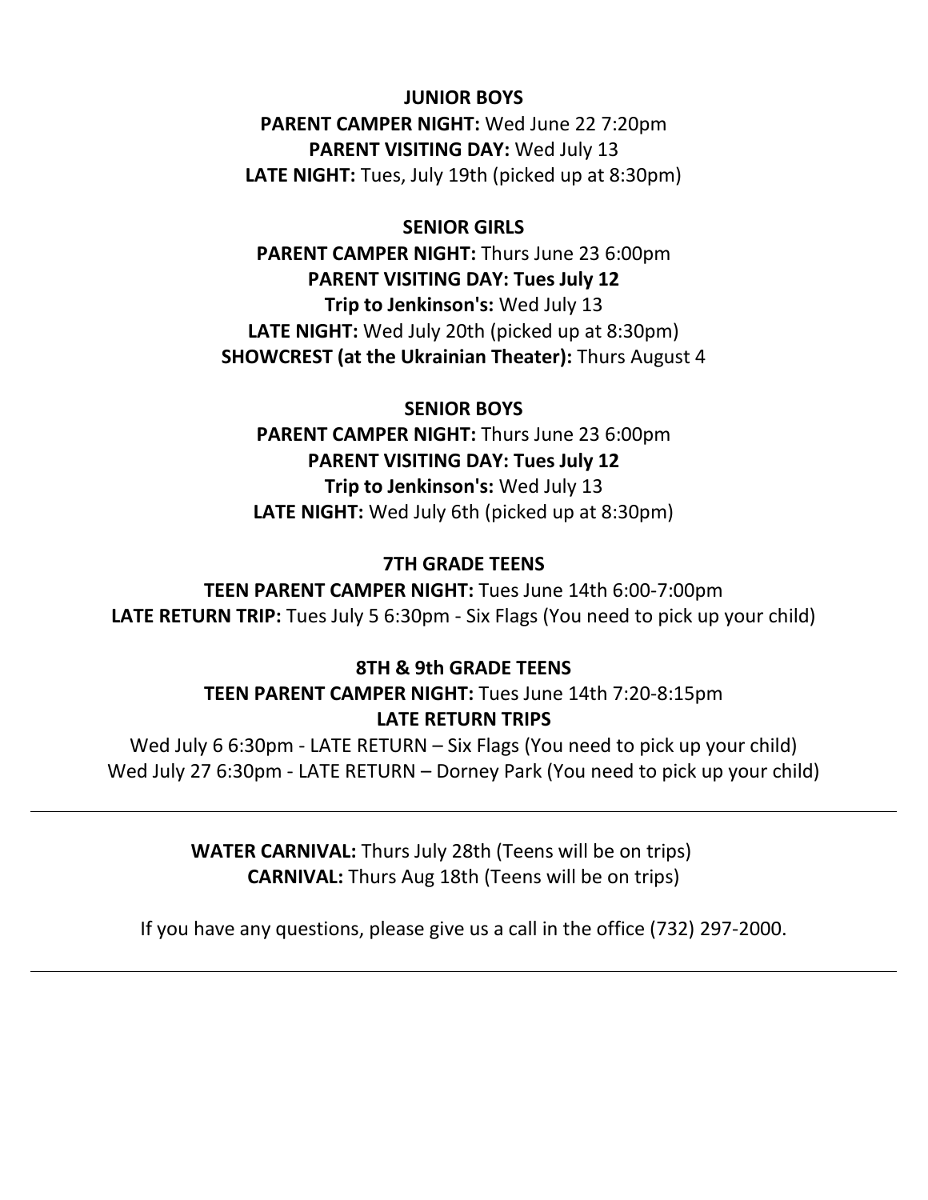**JUNIOR BOYS**

**PARENT CAMPER NIGHT:** Wed June 22 7:20pm
**PARENT VISITING DAY:** Wed July 13
**LATE NIGHT:** Tues, July 19th (picked up at 8:30pm)

**SENIOR GIRLS**

**PARENT CAMPER NIGHT:** Thurs June 23 6:00pm
**PARENT VISITING DAY: Tues July 12**
**Trip to Jenkinson's:** Wed July 13
**LATE NIGHT:** Wed July 20th (picked up at 8:30pm)
**SHOWCREST (at the Ukrainian Theater):** Thurs August 4

**SENIOR BOYS**

**PARENT CAMPER NIGHT:** Thurs June 23 6:00pm
**PARENT VISITING DAY: Tues July 12**
**Trip to Jenkinson's:** Wed July 13
**LATE NIGHT:** Wed July 6th (picked up at 8:30pm)

**7TH GRADE TEENS**

**TEEN PARENT CAMPER NIGHT:** Tues June 14th 6:00-7:00pm
**LATE RETURN TRIP:** Tues July 5 6:30pm - Six Flags (You need to pick up your child)

**8TH & 9th GRADE TEENS**

**TEEN PARENT CAMPER NIGHT:** Tues June 14th 7:20-8:15pm
**LATE RETURN TRIPS**
Wed July 6 6:30pm - LATE RETURN – Six Flags (You need to pick up your child)
Wed July 27 6:30pm - LATE RETURN – Dorney Park (You need to pick up your child)

---

**WATER CARNIVAL:** Thurs July 28th (Teens will be on trips)
**CARNIVAL:** Thurs Aug 18th (Teens will be on trips)

If you have any questions, please give us a call in the office (732) 297-2000.

---